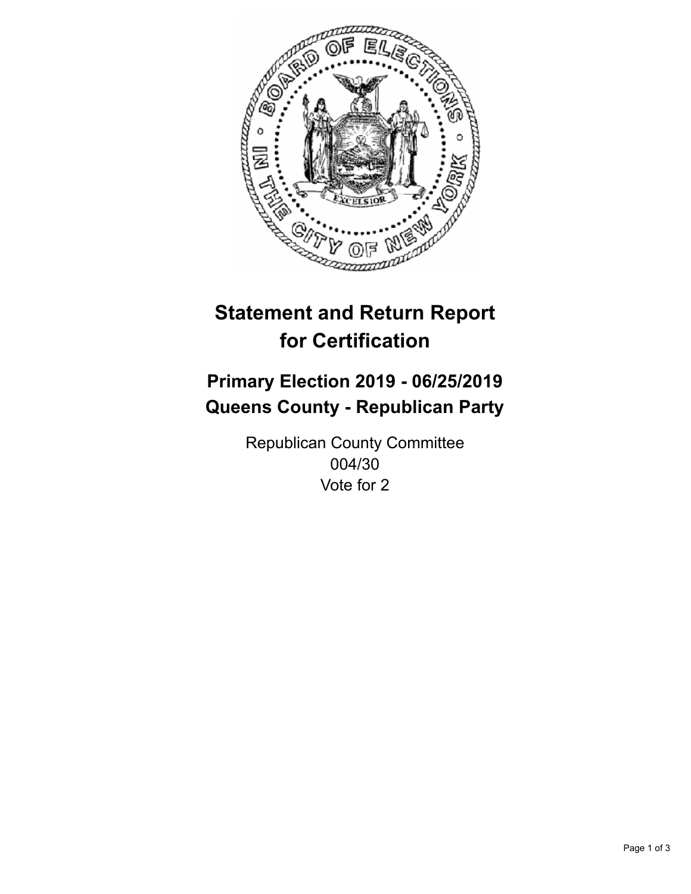# Statement and Return Report for Certification

## Primary Election 2019 - 06/25/2019
## Queens County - Republican Party

Republican County Committee
004/30
Vote for 2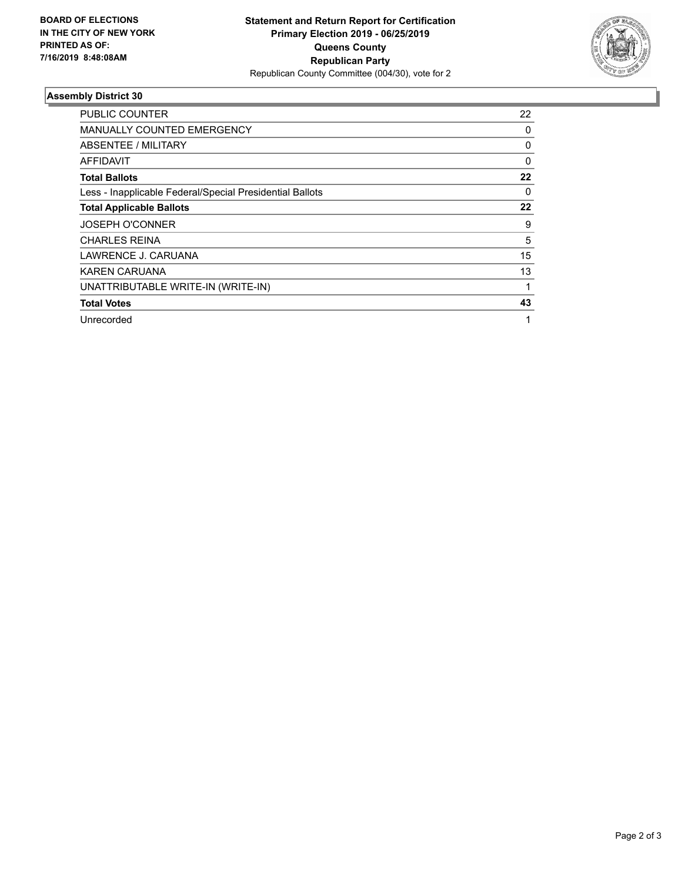**BOARD OF ELECTIONS IN THE CITY OF NEW YORK PRINTED AS OF: 7/16/2019 8:48:08AM**

**Statement and Return Report for Certification**
**Primary Election 2019 - 06/25/2019**
**Queens County**
**Republican Party**
Republican County Committee (004/30), vote for 2

### Assembly District 30

| | |
|---|---|
| PUBLIC COUNTER | 22 |
| MANUALLY COUNTED EMERGENCY | 0 |
| ABSENTEE / MILITARY | 0 |
| AFFIDAVIT | 0 |
| **Total Ballots** | **22** |
| Less - Inapplicable Federal/Special Presidential Ballots | 0 |
| **Total Applicable Ballots** | **22** |
| JOSEPH O'CONNER | 9 |
| CHARLES REINA | 5 |
| LAWRENCE J. CARUANA | 15 |
| KAREN CARUANA | 13 |
| UNATTRIBUTABLE WRITE-IN (WRITE-IN) | 1 |
| **Total Votes** | **43** |
| Unrecorded | 1 |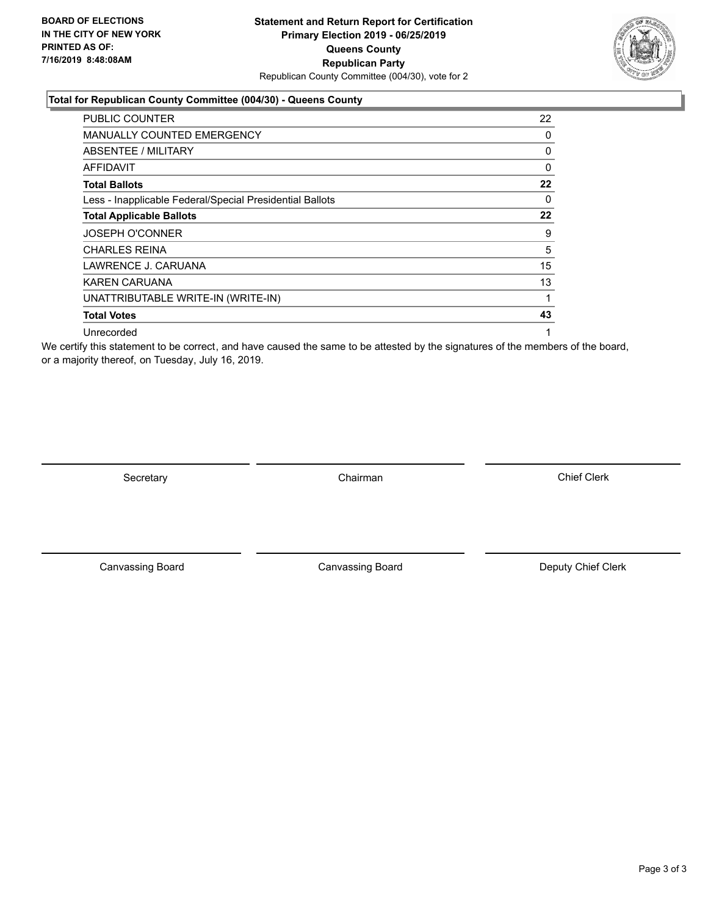**BOARD OF ELECTIONS IN THE CITY OF NEW YORK PRINTED AS OF: 7/16/2019 8:48:08AM**

**Statement and Return Report for Certification**
**Primary Election 2019 - 06/25/2019**
**Queens County**
**Republican Party**
Republican County Committee (004/30), vote for 2

### Total for Republican County Committee (004/30) - Queens County

| | |
|---|---|
| PUBLIC COUNTER | 22 |
| MANUALLY COUNTED EMERGENCY | 0 |
| ABSENTEE / MILITARY | 0 |
| AFFIDAVIT | 0 |
| **Total Ballots** | **22** |
| Less - Inapplicable Federal/Special Presidential Ballots | 0 |
| **Total Applicable Ballots** | **22** |
| JOSEPH O'CONNER | 9 |
| CHARLES REINA | 5 |
| LAWRENCE J. CARUANA | 15 |
| KAREN CARUANA | 13 |
| UNATTRIBUTABLE WRITE-IN (WRITE-IN) | 1 |
| **Total Votes** | **43** |
| Unrecorded | 1 |

We certify this statement to be correct, and have caused the same to be attested by the signatures of the members of the board, or a majority thereof, on Tuesday, July 16, 2019.

Secretary

Chairman

Chief Clerk

Canvassing Board

Canvassing Board

Deputy Chief Clerk